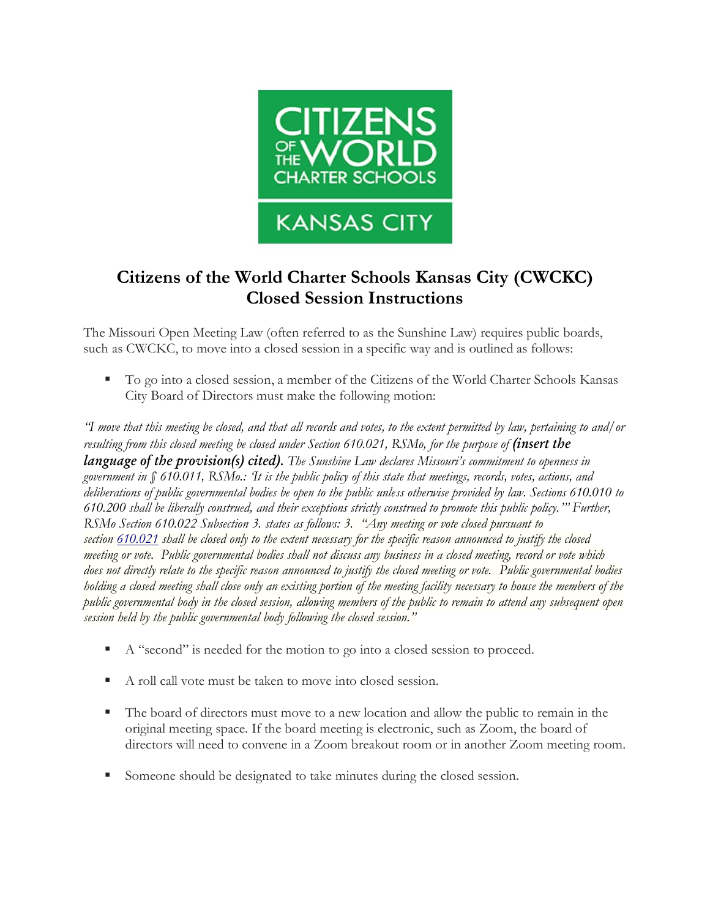# Citizens of the World Charter Schools Kansas City (CWCKC) Closed Session Instructions

The Missouri Open Meeting Law (often referred to as the Sunshine Law) requires public boards, such as CWCKC, to move into a closed session in a specific way and is outlined as follows:

- To go into a closed session, a member of the Citizens of the World Charter Schools Kansas City Board of Directors must make the following motion:

*"I move that this meeting be closed, and that all records and votes, to the extent permitted by law, pertaining to and/or resulting from this closed meeting be closed under Section 610.021, RSMo, for the purpose of* ***(insert the language of the provision(s) cited).*** *The Sunshine Law declares Missouri's commitment to openness in government in § 610.011, RSMo.: 'It is the public policy of this state that meetings, records, votes, actions, and deliberations of public governmental bodies be open to the public unless otherwise provided by law. Sections 610.010 to 610.200 shall be liberally construed, and their exceptions strictly construed to promote this public policy.'" Further, RSMo Section 610.022 Subsection 3. states as follows: 3. "Any meeting or vote closed pursuant to section 610.021 shall be closed only to the extent necessary for the specific reason announced to justify the closed meeting or vote. Public governmental bodies shall not discuss any business in a closed meeting, record or vote which does not directly relate to the specific reason announced to justify the closed meeting or vote. Public governmental bodies holding a closed meeting shall close only an existing portion of the meeting facility necessary to house the members of the public governmental body in the closed session, allowing members of the public to remain to attend any subsequent open session held by the public governmental body following the closed session."*

- A "second" is needed for the motion to go into a closed session to proceed.
- A roll call vote must be taken to move into closed session.
- The board of directors must move to a new location and allow the public to remain in the original meeting space. If the board meeting is electronic, such as Zoom, the board of directors will need to convene in a Zoom breakout room or in another Zoom meeting room.
- Someone should be designated to take minutes during the closed session.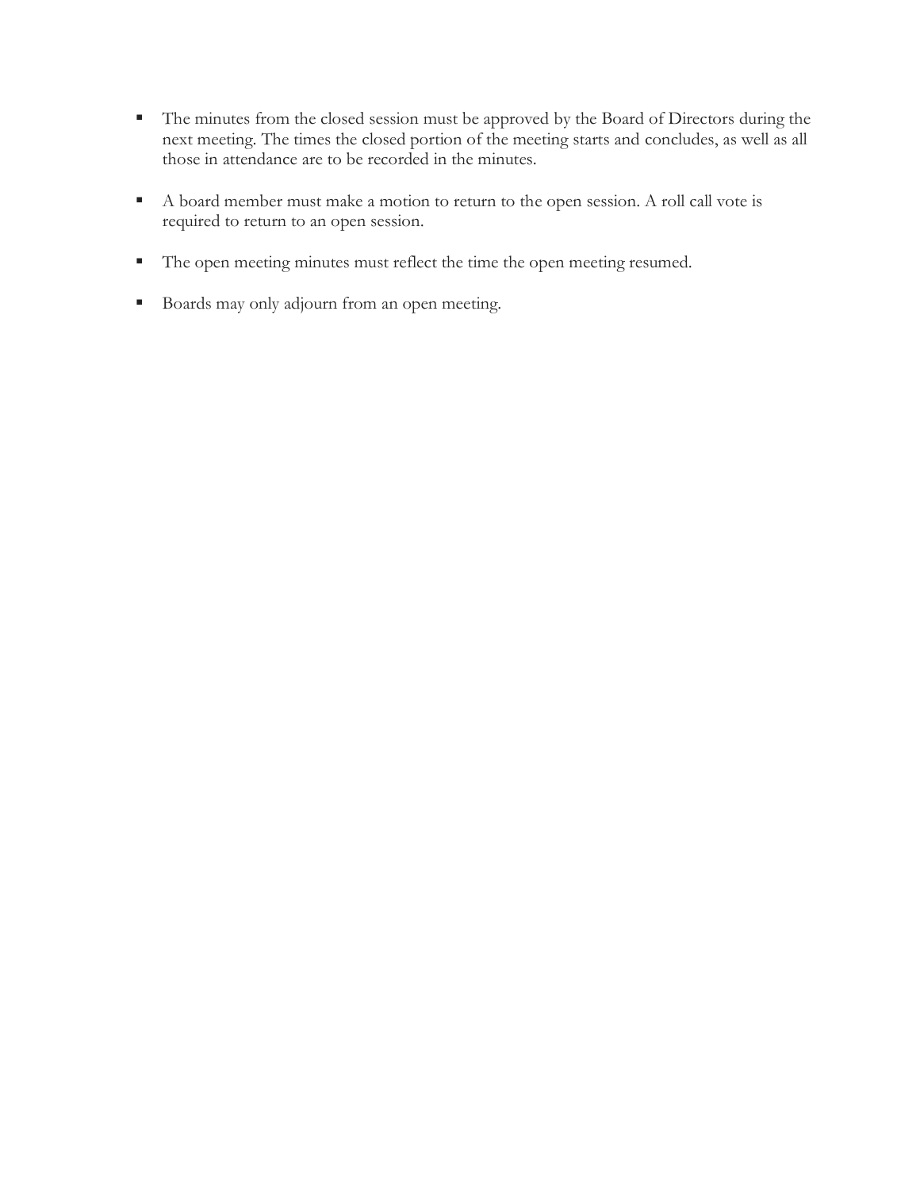- The minutes from the closed session must be approved by the Board of Directors during the next meeting. The times the closed portion of the meeting starts and concludes, as well as all those in attendance are to be recorded in the minutes.

- A board member must make a motion to return to the open session. A roll call vote is required to return to an open session.

- The open meeting minutes must reflect the time the open meeting resumed.

- Boards may only adjourn from an open meeting.